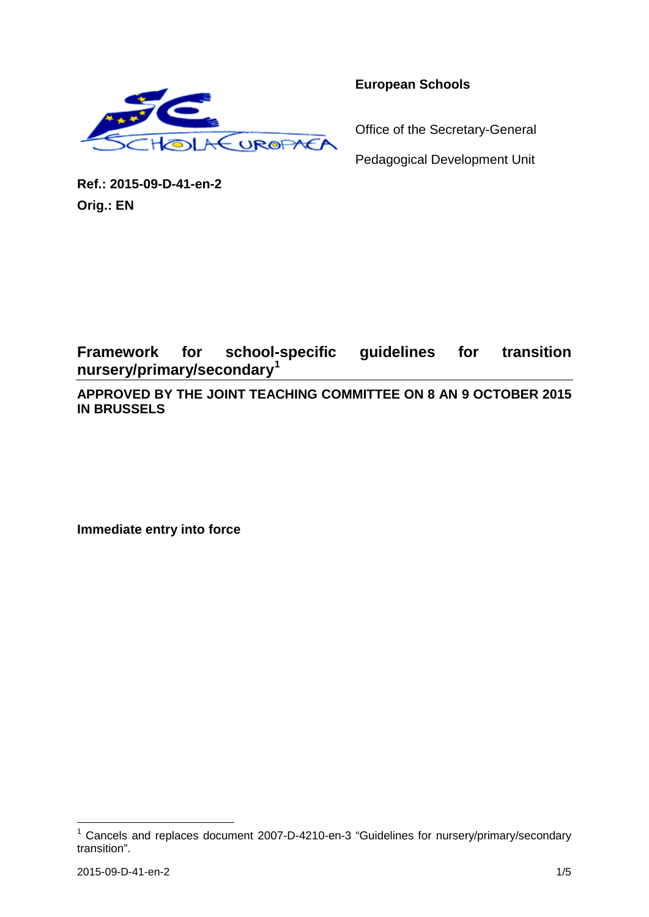**European Schools**

Office of the Secretary-General

Pedagogical Development Unit

**Ref.: 2015-09-D-41-en-2**
**Orig.: EN**

# Framework for school-specific guidelines for transition nursery/primary/secondary[1]

**APPROVED BY THE JOINT TEACHING COMMITTEE ON 8 AN 9 OCTOBER 2015 IN BRUSSELS**

**Immediate entry into force**

[1] Cancels and replaces document 2007-D-4210-en-3 "Guidelines for nursery/primary/secondary transition".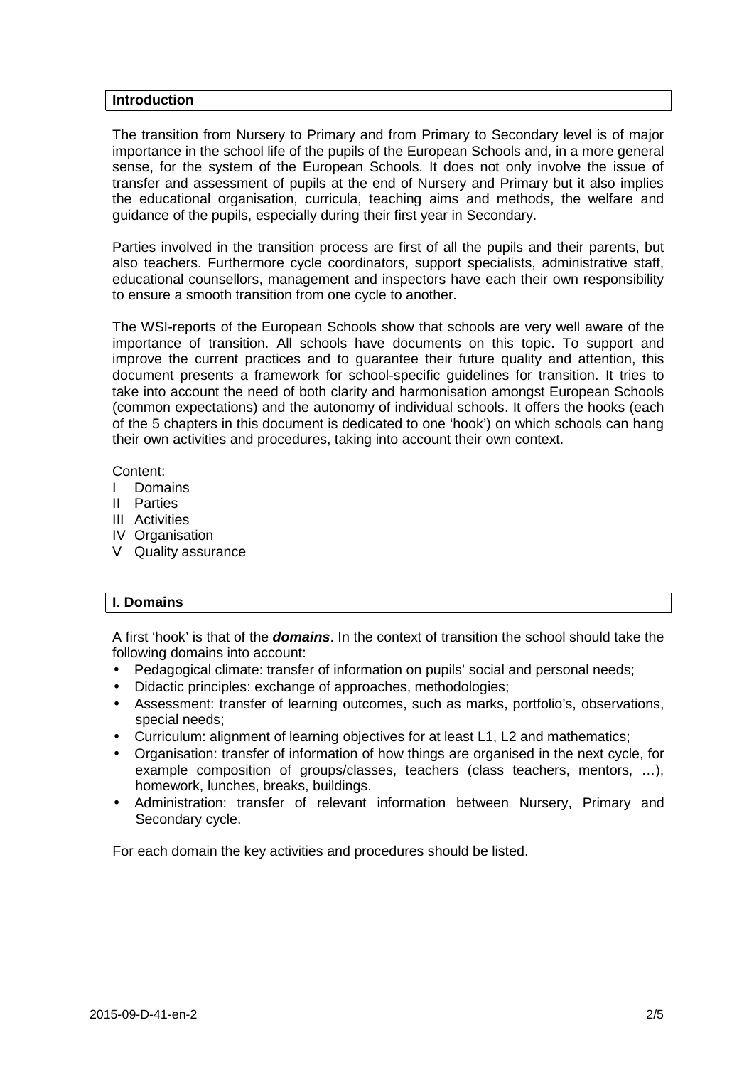## Introduction

The transition from Nursery to Primary and from Primary to Secondary level is of major importance in the school life of the pupils of the European Schools and, in a more general sense, for the system of the European Schools. It does not only involve the issue of transfer and assessment of pupils at the end of Nursery and Primary but it also implies the educational organisation, curricula, teaching aims and methods, the welfare and guidance of the pupils, especially during their first year in Secondary.

Parties involved in the transition process are first of all the pupils and their parents, but also teachers. Furthermore cycle coordinators, support specialists, administrative staff, educational counsellors, management and inspectors have each their own responsibility to ensure a smooth transition from one cycle to another.

The WSI-reports of the European Schools show that schools are very well aware of the importance of transition. All schools have documents on this topic. To support and improve the current practices and to guarantee their future quality and attention, this document presents a framework for school-specific guidelines for transition. It tries to take into account the need of both clarity and harmonisation amongst European Schools (common expectations) and the autonomy of individual schools. It offers the hooks (each of the 5 chapters in this document is dedicated to one 'hook') on which schools can hang their own activities and procedures, taking into account their own context.

Content:

I Domains
II Parties
III Activities
IV Organisation
V Quality assurance

## I. Domains

A first 'hook' is that of the ***domains***. In the context of transition the school should take the following domains into account:

- Pedagogical climate: transfer of information on pupils' social and personal needs;
- Didactic principles: exchange of approaches, methodologies;
- Assessment: transfer of learning outcomes, such as marks, portfolio's, observations, special needs;
- Curriculum: alignment of learning objectives for at least L1, L2 and mathematics;
- Organisation: transfer of information of how things are organised in the next cycle, for example composition of groups/classes, teachers (class teachers, mentors, …), homework, lunches, breaks, buildings.
- Administration: transfer of relevant information between Nursery, Primary and Secondary cycle.

For each domain the key activities and procedures should be listed.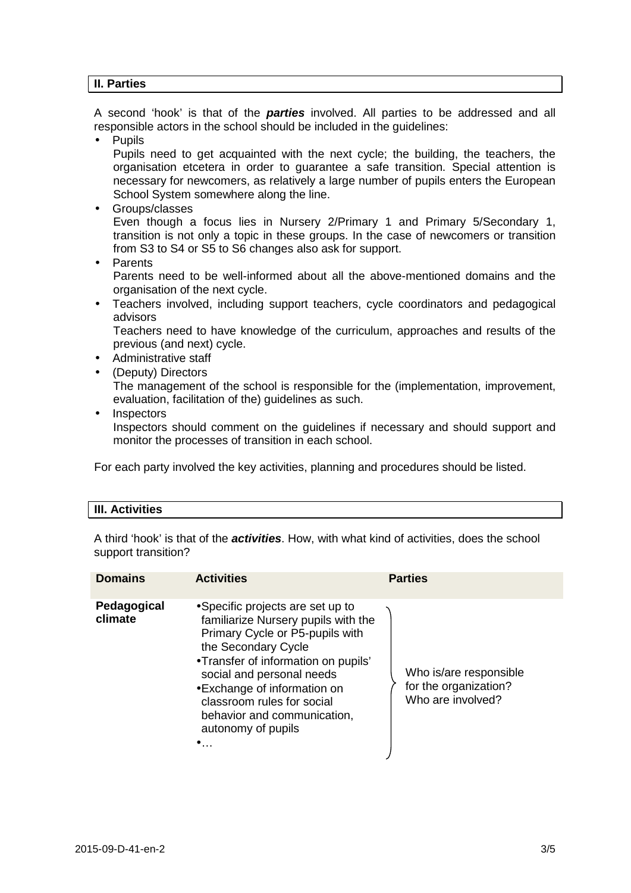## II. Parties

A second 'hook' is that of the ***parties*** involved. All parties to be addressed and all responsible actors in the school should be included in the guidelines:

- Pupils
  Pupils need to get acquainted with the next cycle; the building, the teachers, the organisation etcetera in order to guarantee a safe transition. Special attention is necessary for newcomers, as relatively a large number of pupils enters the European School System somewhere along the line.
- Groups/classes
  Even though a focus lies in Nursery 2/Primary 1 and Primary 5/Secondary 1, transition is not only a topic in these groups. In the case of newcomers or transition from S3 to S4 or S5 to S6 changes also ask for support.
- Parents
  Parents need to be well-informed about all the above-mentioned domains and the organisation of the next cycle.
- Teachers involved, including support teachers, cycle coordinators and pedagogical advisors
  Teachers need to have knowledge of the curriculum, approaches and results of the previous (and next) cycle.
- Administrative staff
- (Deputy) Directors
  The management of the school is responsible for the (implementation, improvement, evaluation, facilitation of the) guidelines as such.
- Inspectors
  Inspectors should comment on the guidelines if necessary and should support and monitor the processes of transition in each school.

For each party involved the key activities, planning and procedures should be listed.

## III. Activities

A third 'hook' is that of the ***activities***. How, with what kind of activities, does the school support transition?

| Domains | Activities | Parties |
|---|---|---|
| **Pedagogical climate** | • Specific projects are set up to familiarize Nursery pupils with the Primary Cycle or P5-pupils with the Secondary Cycle<br>• Transfer of information on pupils' social and personal needs<br>• Exchange of information on classroom rules for social behavior and communication, autonomy of pupils<br>• … | Who is/are responsible for the organization? Who are involved? |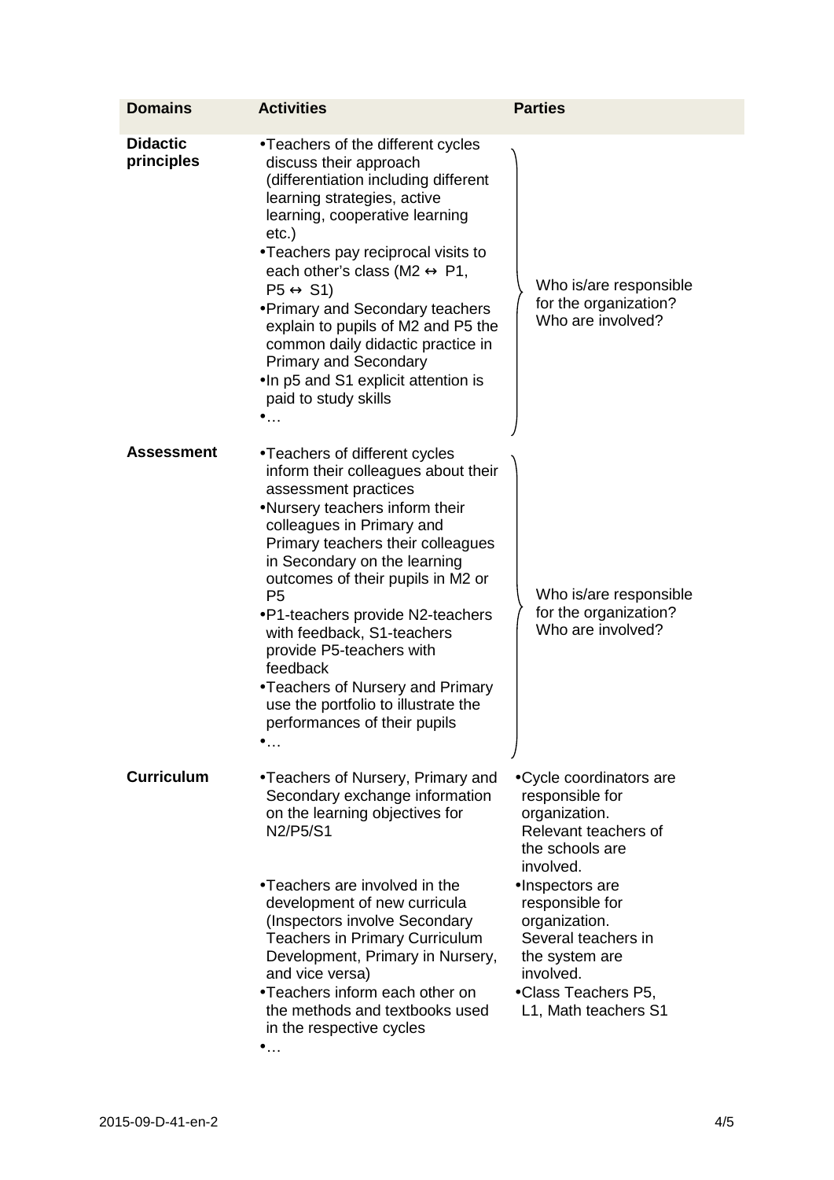| Domains | Activities | Parties |
|---|---|---|
| **Didactic principles** | •Teachers of the different cycles discuss their approach (differentiation including different learning strategies, active learning, cooperative learning etc.)<br>•Teachers pay reciprocal visits to each other's class (M2 ↔ P1, P5 ↔ S1)<br>•Primary and Secondary teachers explain to pupils of M2 and P5 the common daily didactic practice in Primary and Secondary<br>•In p5 and S1 explicit attention is paid to study skills<br>•… | Who is/are responsible for the organization?<br>Who are involved? |
| **Assessment** | •Teachers of different cycles inform their colleagues about their assessment practices<br>•Nursery teachers inform their colleagues in Primary and Primary teachers their colleagues in Secondary on the learning outcomes of their pupils in M2 or P5<br>•P1-teachers provide N2-teachers with feedback, S1-teachers provide P5-teachers with feedback<br>•Teachers of Nursery and Primary use the portfolio to illustrate the performances of their pupils<br>•… | Who is/are responsible for the organization?<br>Who are involved? |
| **Curriculum** | •Teachers of Nursery, Primary and Secondary exchange information on the learning objectives for N2/P5/S1 | •Cycle coordinators are responsible for organization. Relevant teachers of the schools are involved. |
| | •Teachers are involved in the development of new curricula (Inspectors involve Secondary Teachers in Primary Curriculum Development, Primary in Nursery, and vice versa) | •Inspectors are responsible for organization. Several teachers in the system are involved. |
| | •Teachers inform each other on the methods and textbooks used in the respective cycles<br>•… | •Class Teachers P5, L1, Math teachers S1 |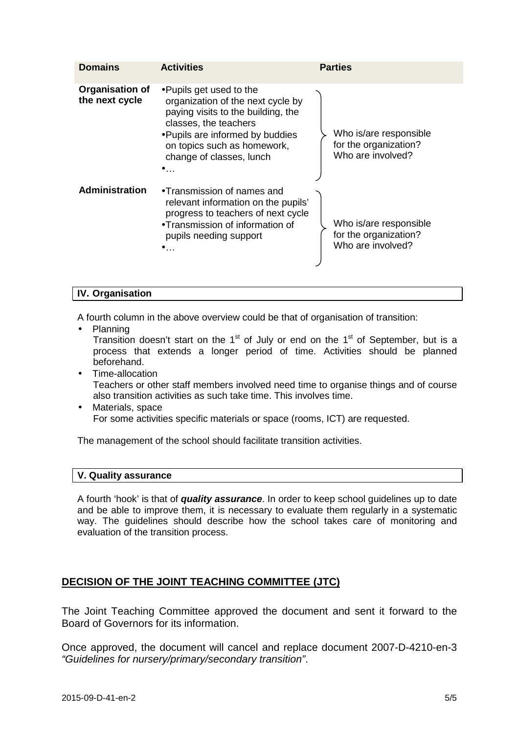| Domains | Activities | Parties |
|---|---|---|
| **Organisation of the next cycle** | • Pupils get used to the organization of the next cycle by paying visits to the building, the classes, the teachers<br>• Pupils are informed by buddies on topics such as homework, change of classes, lunch<br>• … | Who is/are responsible for the organization? Who are involved? |
| **Administration** | • Transmission of names and relevant information on the pupils' progress to teachers of next cycle<br>• Transmission of information of pupils needing support<br>• … | Who is/are responsible for the organization? Who are involved? |

## IV. Organisation

A fourth column in the above overview could be that of organisation of transition:

- Planning
  Transition doesn't start on the 1st of July or end on the 1st of September, but is a process that extends a longer period of time. Activities should be planned beforehand.
- Time-allocation
  Teachers or other staff members involved need time to organise things and of course also transition activities as such take time. This involves time.
- Materials, space
  For some activities specific materials or space (rooms, ICT) are requested.

The management of the school should facilitate transition activities.

## V. Quality assurance

A fourth 'hook' is that of ***quality assurance***. In order to keep school guidelines up to date and be able to improve them, it is necessary to evaluate them regularly in a systematic way. The guidelines should describe how the school takes care of monitoring and evaluation of the transition process.

## DECISION OF THE JOINT TEACHING COMMITTEE (JTC)

The Joint Teaching Committee approved the document and sent it forward to the Board of Governors for its information.

Once approved, the document will cancel and replace document 2007-D-4210-en-3 *"Guidelines for nursery/primary/secondary transition"*.